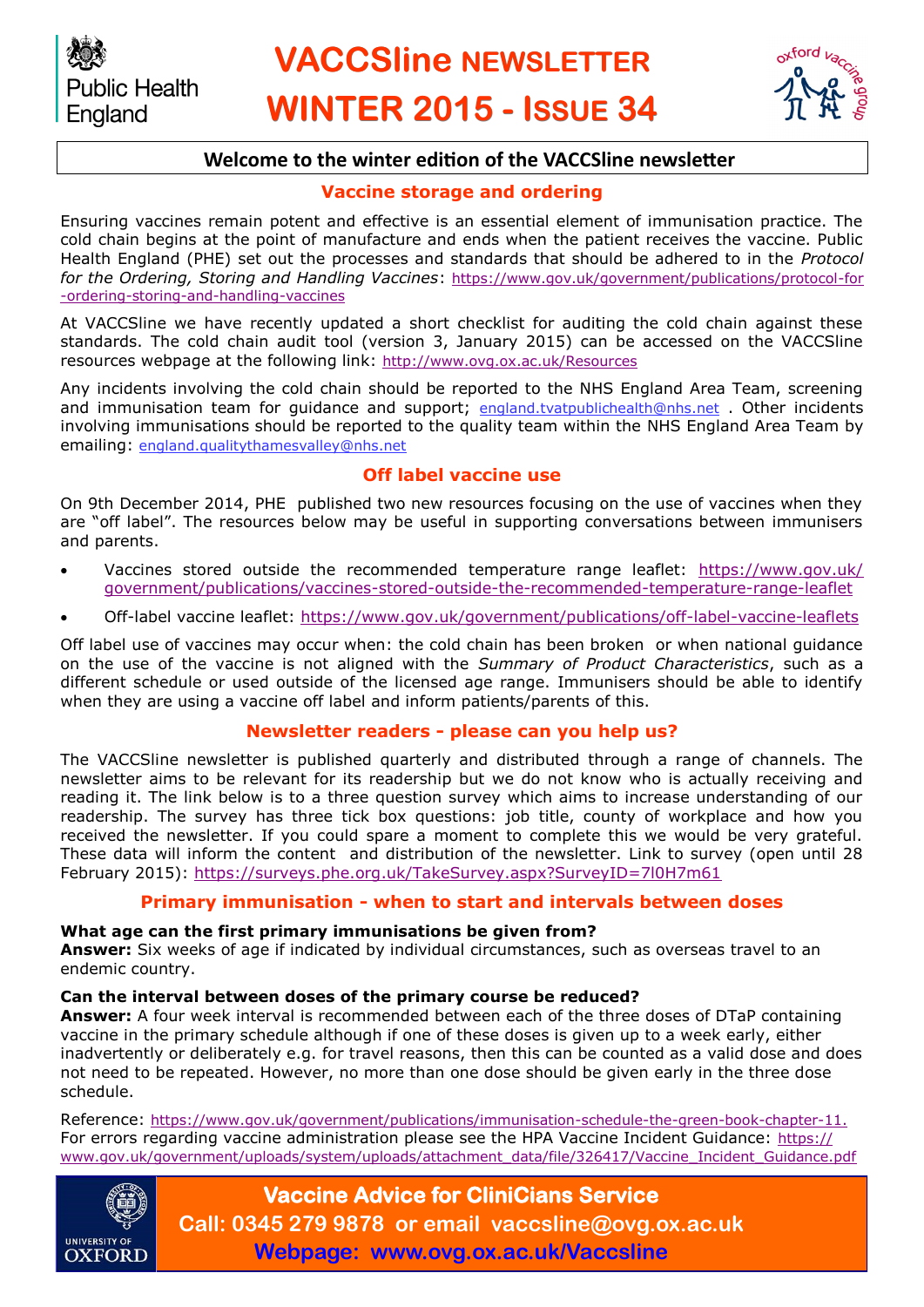Public Health England

# VACCSline NEWSLETTER WINTER 2015 - ISSUE 34

oxford vaccine group

## Welcome to the winter edition of the VACCSline newsletter

### Vaccine storage and ordering

Ensuring vaccines remain potent and effective is an essential element of immunisation practice. The cold chain begins at the point of manufacture and ends when the patient receives the vaccine. Public Health England (PHE) set out the processes and standards that should be adhered to in the *Protocol for the Ordering, Storing and Handling Vaccines*: https://www.gov.uk/government/publications/protocol-for-ordering-storing-and-handling-vaccines

At VACCSline we have recently updated a short checklist for auditing the cold chain against these standards. The cold chain audit tool (version 3, January 2015) can be accessed on the VACCSline resources webpage at the following link: http://www.ovg.ox.ac.uk/Resources

Any incidents involving the cold chain should be reported to the NHS England Area Team, screening and immunisation team for guidance and support; england.tvatpublichealth@nhs.net . Other incidents involving immunisations should be reported to the quality team within the NHS England Area Team by emailing: england.qualitythamesvalley@nhs.net

### Off label vaccine use

On 9th December 2014, PHE published two new resources focusing on the use of vaccines when they are "off label". The resources below may be useful in supporting conversations between immunisers and parents.

- Vaccines stored outside the recommended temperature range leaflet: https://www.gov.uk/government/publications/vaccines-stored-outside-the-recommended-temperature-range-leaflet
- Off-label vaccine leaflet: https://www.gov.uk/government/publications/off-label-vaccine-leaflets

Off label use of vaccines may occur when: the cold chain has been broken or when national guidance on the use of the vaccine is not aligned with the *Summary of Product Characteristics*, such as a different schedule or used outside of the licensed age range. Immunisers should be able to identify when they are using a vaccine off label and inform patients/parents of this.

### Newsletter readers - please can you help us?

The VACCSline newsletter is published quarterly and distributed through a range of channels. The newsletter aims to be relevant for its readership but we do not know who is actually receiving and reading it. The link below is to a three question survey which aims to increase understanding of our readership. The survey has three tick box questions: job title, county of workplace and how you received the newsletter. If you could spare a moment to complete this we would be very grateful. These data will inform the content and distribution of the newsletter. Link to survey (open until 28 February 2015): https://surveys.phe.org.uk/TakeSurvey.aspx?SurveyID=7l0H7m61

### Primary immunisation - when to start and intervals between doses

**What age can the first primary immunisations be given from?**
**Answer:** Six weeks of age if indicated by individual circumstances, such as overseas travel to an endemic country.

**Can the interval between doses of the primary course be reduced?**
**Answer:** A four week interval is recommended between each of the three doses of DTaP containing vaccine in the primary schedule although if one of these doses is given up to a week early, either inadvertently or deliberately e.g. for travel reasons, then this can be counted as a valid dose and does not need to be repeated. However, no more than one dose should be given early in the three dose schedule.

Reference: https://www.gov.uk/government/publications/immunisation-schedule-the-green-book-chapter-11.
For errors regarding vaccine administration please see the HPA Vaccine Incident Guidance: https://www.gov.uk/government/uploads/system/uploads/attachment_data/file/326417/Vaccine_Incident_Guidance.pdf

UNIVERSITY OF OXFORD

**Vaccine Advice for CliniCians Service**
**Call: 0345 279 9878 or email vaccsline@ovg.ox.ac.uk**
**Webpage: www.ovg.ox.ac.uk/Vaccsline**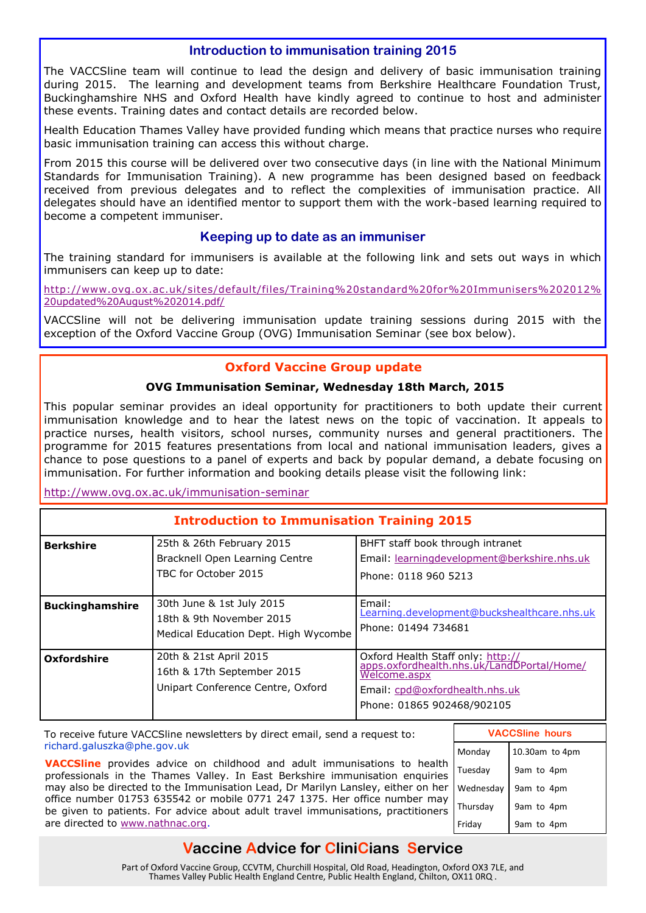## Introduction to immunisation training 2015

The VACCSline team will continue to lead the design and delivery of basic immunisation training during 2015. The learning and development teams from Berkshire Healthcare Foundation Trust, Buckinghamshire NHS and Oxford Health have kindly agreed to continue to host and administer these events. Training dates and contact details are recorded below.

Health Education Thames Valley have provided funding which means that practice nurses who require basic immunisation training can access this without charge.

From 2015 this course will be delivered over two consecutive days (in line with the National Minimum Standards for Immunisation Training). A new programme has been designed based on feedback received from previous delegates and to reflect the complexities of immunisation practice. All delegates should have an identified mentor to support them with the work-based learning required to become a competent immuniser.

## Keeping up to date as an immuniser

The training standard for immunisers is available at the following link and sets out ways in which immunisers can keep up to date:

http://www.ovg.ox.ac.uk/sites/default/files/Training%20standard%20for%20Immunisers%202012%20updated%20August%202014.pdf/

VACCSline will not be delivering immunisation update training sessions during 2015 with the exception of the Oxford Vaccine Group (OVG) Immunisation Seminar (see box below).

## Oxford Vaccine Group update

**OVG Immunisation Seminar, Wednesday 18th March, 2015**

This popular seminar provides an ideal opportunity for practitioners to both update their current immunisation knowledge and to hear the latest news on the topic of vaccination. It appeals to practice nurses, health visitors, school nurses, community nurses and general practitioners. The programme for 2015 features presentations from local and national immunisation leaders, gives a chance to pose questions to a panel of experts and back by popular demand, a debate focusing on immunisation. For further information and booking details please visit the following link:

http://www.ovg.ox.ac.uk/immunisation-seminar

## Introduction to Immunisation Training 2015

| | | |
|---|---|---|
| **Berkshire** | 25th & 26th February 2015<br>Bracknell Open Learning Centre<br>TBC for October 2015 | BHFT staff book through intranet<br>Email: learningdevelopment@berkshire.nhs.uk<br>Phone: 0118 960 5213 |
| **Buckinghamshire** | 30th June & 1st July 2015<br>18th & 9th November 2015<br>Medical Education Dept. High Wycombe | Email: Learning.development@buckshealthcare.nhs.uk<br>Phone: 01494 734681 |
| **Oxfordshire** | 20th & 21st April 2015<br>16th & 17th September 2015<br>Unipart Conference Centre, Oxford | Oxford Health Staff only: http://apps.oxfordhealth.nhs.uk/LandDPortal/Home/Welcome.aspx<br>Email: cpd@oxfordhealth.nhs.uk<br>Phone: 01865 902468/902105 |

To receive future VACCSline newsletters by direct email, send a request to: richard.galuszka@phe.gov.uk

**VACCSline** provides advice on childhood and adult immunisations to health professionals in the Thames Valley. In East Berkshire immunisation enquiries may also be directed to the Immunisation Lead, Dr Marilyn Lansley, either on her office number 01753 635542 or mobile 0771 247 1375. Her office number may be given to patients. For advice about adult travel immunisations, practitioners are directed to www.nathnac.org.

| VACCSline hours | |
|---|---|
| Monday | 10.30am to 4pm |
| Tuesday | 9am to 4pm |
| Wednesday | 9am to 4pm |
| Thursday | 9am to 4pm |
| Friday | 9am to 4pm |

## Vaccine Advice for CliniCians Service

Part of Oxford Vaccine Group, CCVTM, Churchill Hospital, Old Road, Headington, Oxford OX3 7LE, and Thames Valley Public Health England Centre, Public Health England, Chilton, OX11 0RQ .